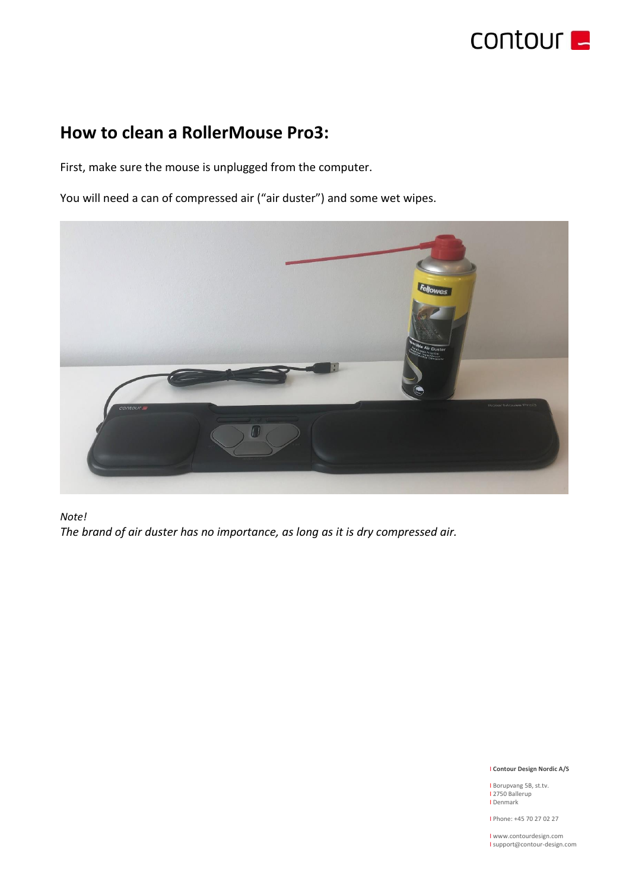## How to clean a RollerMouse Pro3:

First, make sure the mouse is unplugged from the computer.

You will need a can of compressed air ("air duster") and some wet wipes.

*Note!*
*The brand of air duster has no importance, as long as it is dry compressed air.*

**Contour Design Nordic A/S**

Borupvang 5B, st.tv.
2750 Ballerup
Denmark

Phone: +45 70 27 02 27

www.contourdesign.com
support@contour-design.com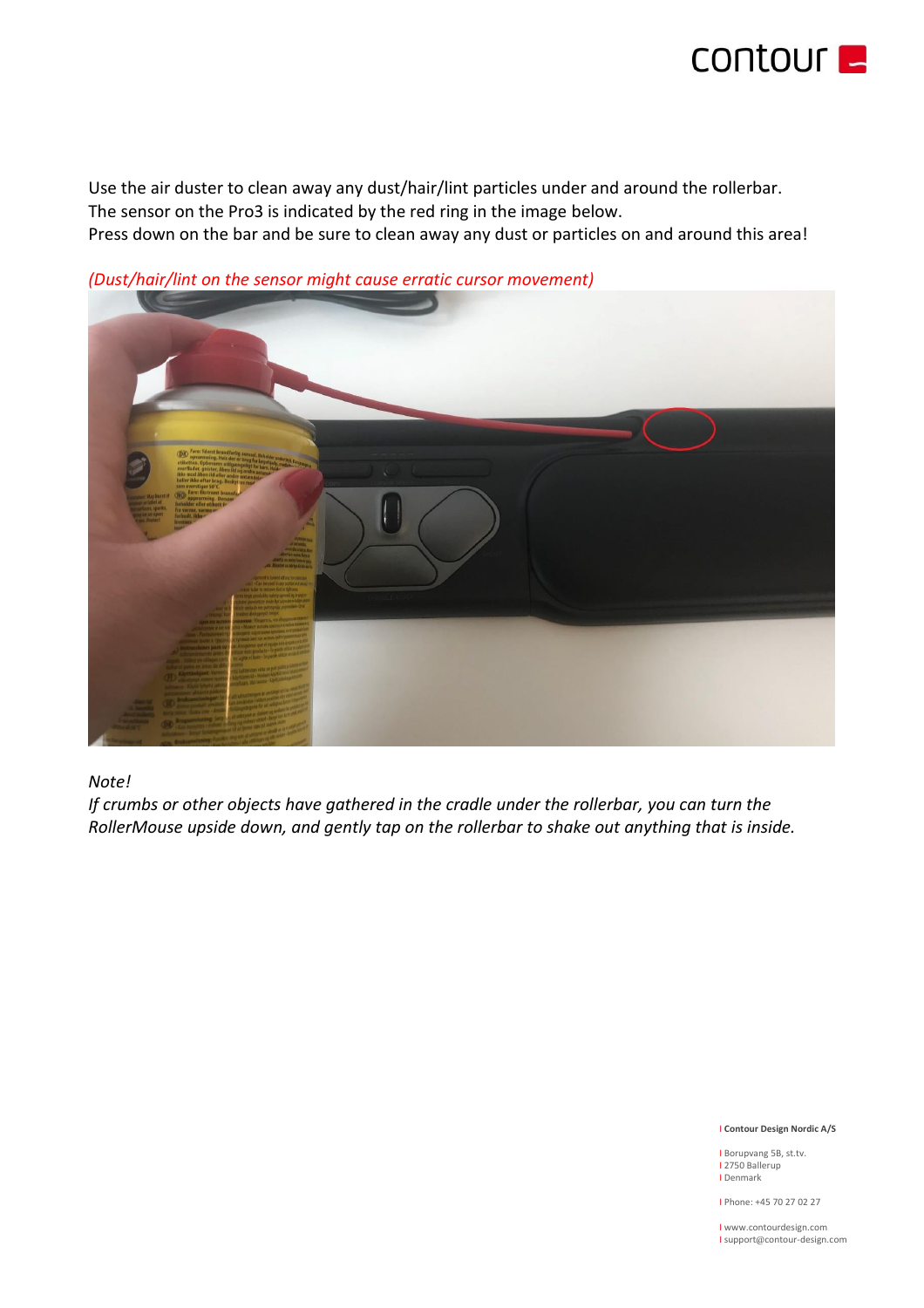Use the air duster to clean away any dust/hair/lint particles under and around the rollerbar.
The sensor on the Pro3 is indicated by the red ring in the image below.
Press down on the bar and be sure to clean away any dust or particles on and around this area!

*(Dust/hair/lint on the sensor might cause erratic cursor movement)*

*Note!*
*If crumbs or other objects have gathered in the cradle under the rollerbar, you can turn the RollerMouse upside down, and gently tap on the rollerbar to shake out anything that is inside.*

**Contour Design Nordic A/S**

Borupvang 5B, st.tv.
2750 Ballerup
Denmark

Phone: +45 70 27 02 27

www.contourdesign.com
support@contour-design.com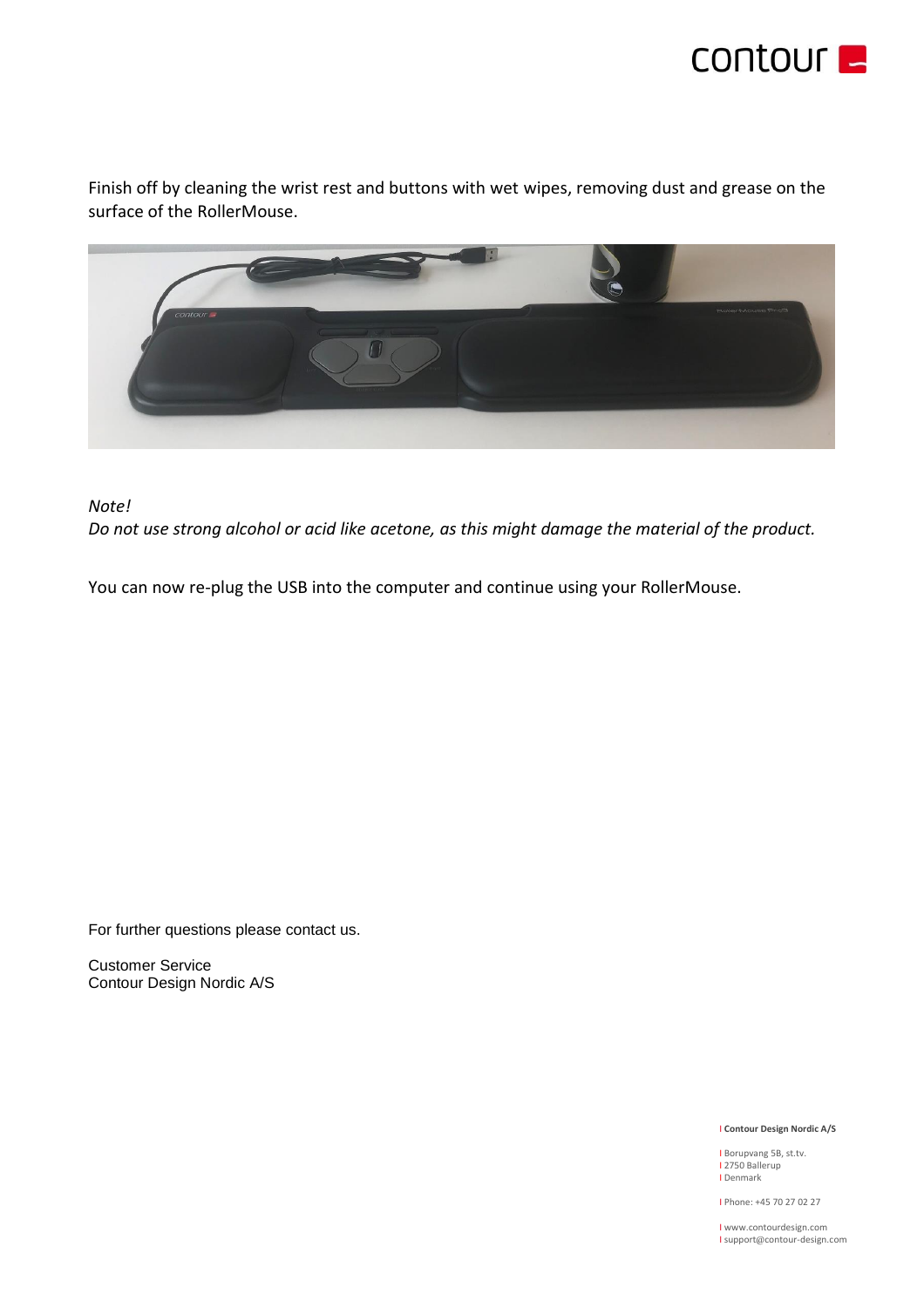Finish off by cleaning the wrist rest and buttons with wet wipes, removing dust and grease on the surface of the RollerMouse.

*Note!*
*Do not use strong alcohol or acid like acetone, as this might damage the material of the product.*

You can now re-plug the USB into the computer and continue using your RollerMouse.

For further questions please contact us.

Customer Service
Contour Design Nordic A/S

**Contour Design Nordic A/S**

Borupvang 5B, st.tv.
2750 Ballerup
Denmark

Phone: +45 70 27 02 27

www.contourdesign.com
support@contour-design.com